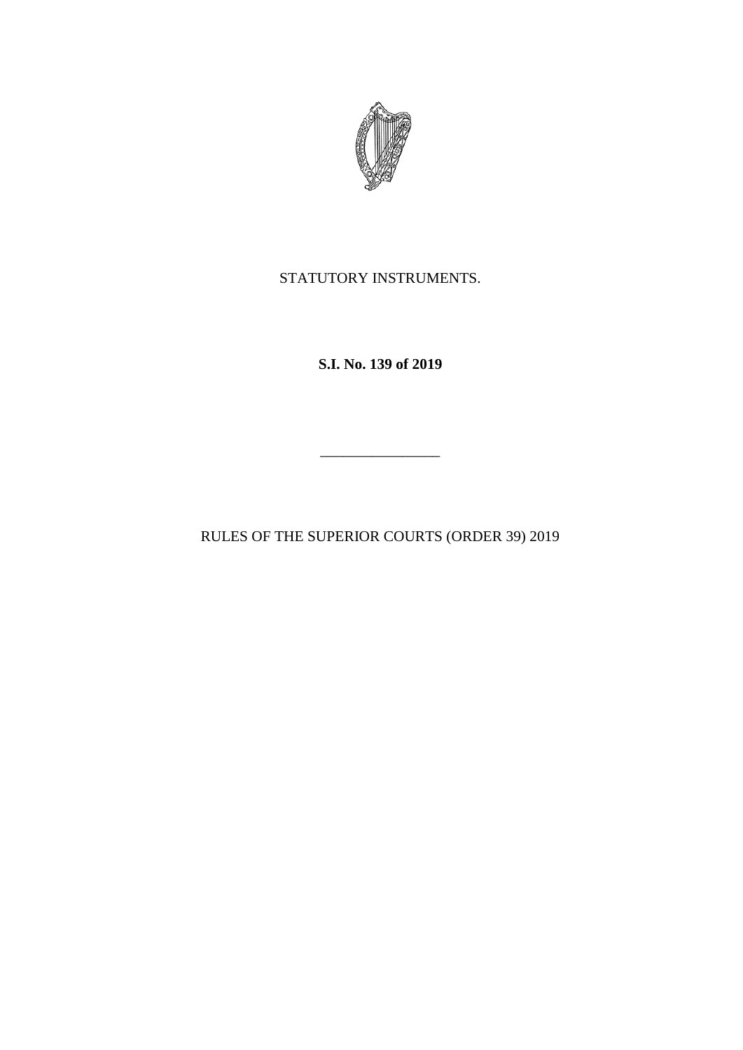STATUTORY INSTRUMENTS.

**S.I. No. 139 of 2019**

---

RULES OF THE SUPERIOR COURTS (ORDER 39) 2019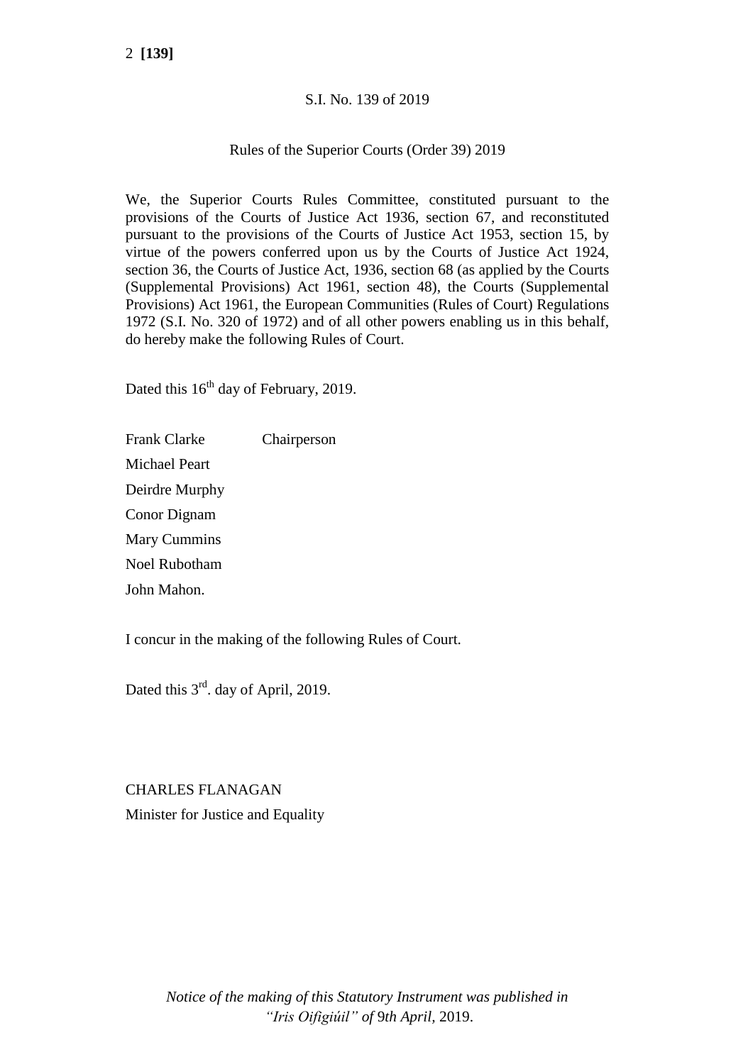S.I. No. 139 of 2019

Rules of the Superior Courts (Order 39) 2019

We, the Superior Courts Rules Committee, constituted pursuant to the provisions of the Courts of Justice Act 1936, section 67, and reconstituted pursuant to the provisions of the Courts of Justice Act 1953, section 15, by virtue of the powers conferred upon us by the Courts of Justice Act 1924, section 36, the Courts of Justice Act, 1936, section 68 (as applied by the Courts (Supplemental Provisions) Act 1961, section 48), the Courts (Supplemental Provisions) Act 1961, the European Communities (Rules of Court) Regulations 1972 (S.I. No. 320 of 1972) and of all other powers enabling us in this behalf, do hereby make the following Rules of Court.

Dated this 16th day of February, 2019.

Frank Clarke Chairperson

Michael Peart

Deirdre Murphy

Conor Dignam

Mary Cummins

Noel Rubotham

John Mahon.

I concur in the making of the following Rules of Court.

Dated this 3rd. day of April, 2019.

CHARLES FLANAGAN

Minister for Justice and Equality

*Notice of the making of this Statutory Instrument was published in "Iris Oifigiúil" of 9th April,* 2019.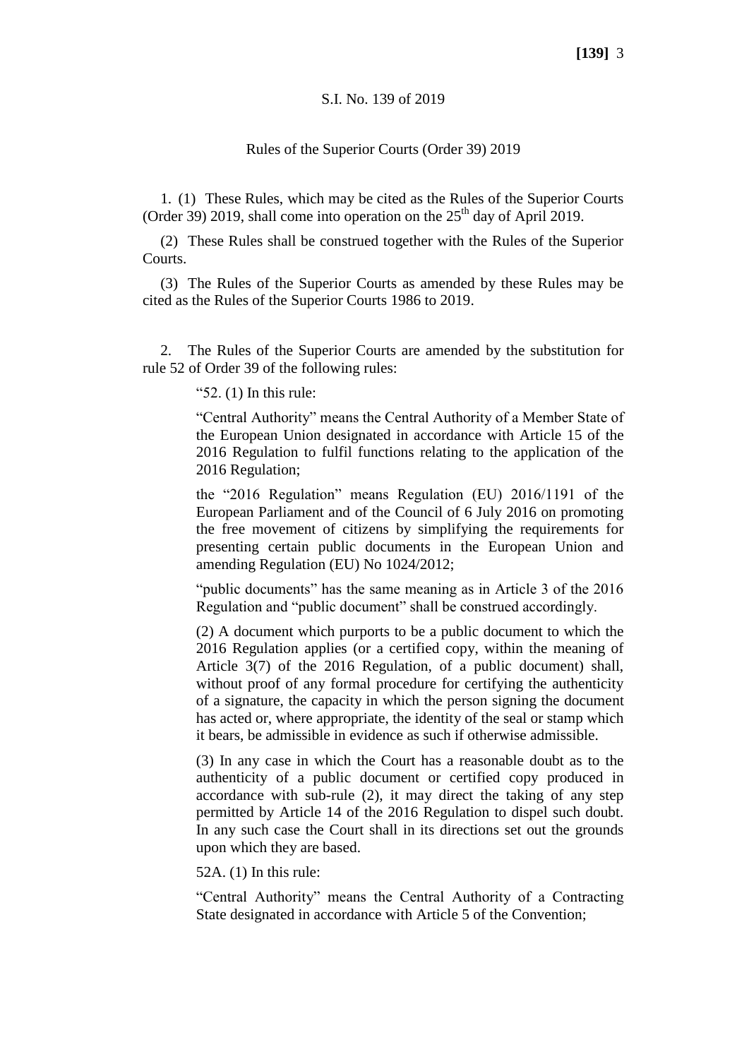S.I. No. 139 of 2019

Rules of the Superior Courts (Order 39) 2019

1. (1) These Rules, which may be cited as the Rules of the Superior Courts (Order 39) 2019, shall come into operation on the 25th day of April 2019.

(2) These Rules shall be construed together with the Rules of the Superior Courts.

(3) The Rules of the Superior Courts as amended by these Rules may be cited as the Rules of the Superior Courts 1986 to 2019.

2. The Rules of the Superior Courts are amended by the substitution for rule 52 of Order 39 of the following rules:

> "52. (1) In this rule:
>
> "Central Authority" means the Central Authority of a Member State of the European Union designated in accordance with Article 15 of the 2016 Regulation to fulfil functions relating to the application of the 2016 Regulation;
>
> the "2016 Regulation" means Regulation (EU) 2016/1191 of the European Parliament and of the Council of 6 July 2016 on promoting the free movement of citizens by simplifying the requirements for presenting certain public documents in the European Union and amending Regulation (EU) No 1024/2012;
>
> "public documents" has the same meaning as in Article 3 of the 2016 Regulation and "public document" shall be construed accordingly.
>
> (2) A document which purports to be a public document to which the 2016 Regulation applies (or a certified copy, within the meaning of Article 3(7) of the 2016 Regulation, of a public document) shall, without proof of any formal procedure for certifying the authenticity of a signature, the capacity in which the person signing the document has acted or, where appropriate, the identity of the seal or stamp which it bears, be admissible in evidence as such if otherwise admissible.
>
> (3) In any case in which the Court has a reasonable doubt as to the authenticity of a public document or certified copy produced in accordance with sub-rule (2), it may direct the taking of any step permitted by Article 14 of the 2016 Regulation to dispel such doubt. In any such case the Court shall in its directions set out the grounds upon which they are based.
>
> 52A. (1) In this rule:
>
> "Central Authority" means the Central Authority of a Contracting State designated in accordance with Article 5 of the Convention;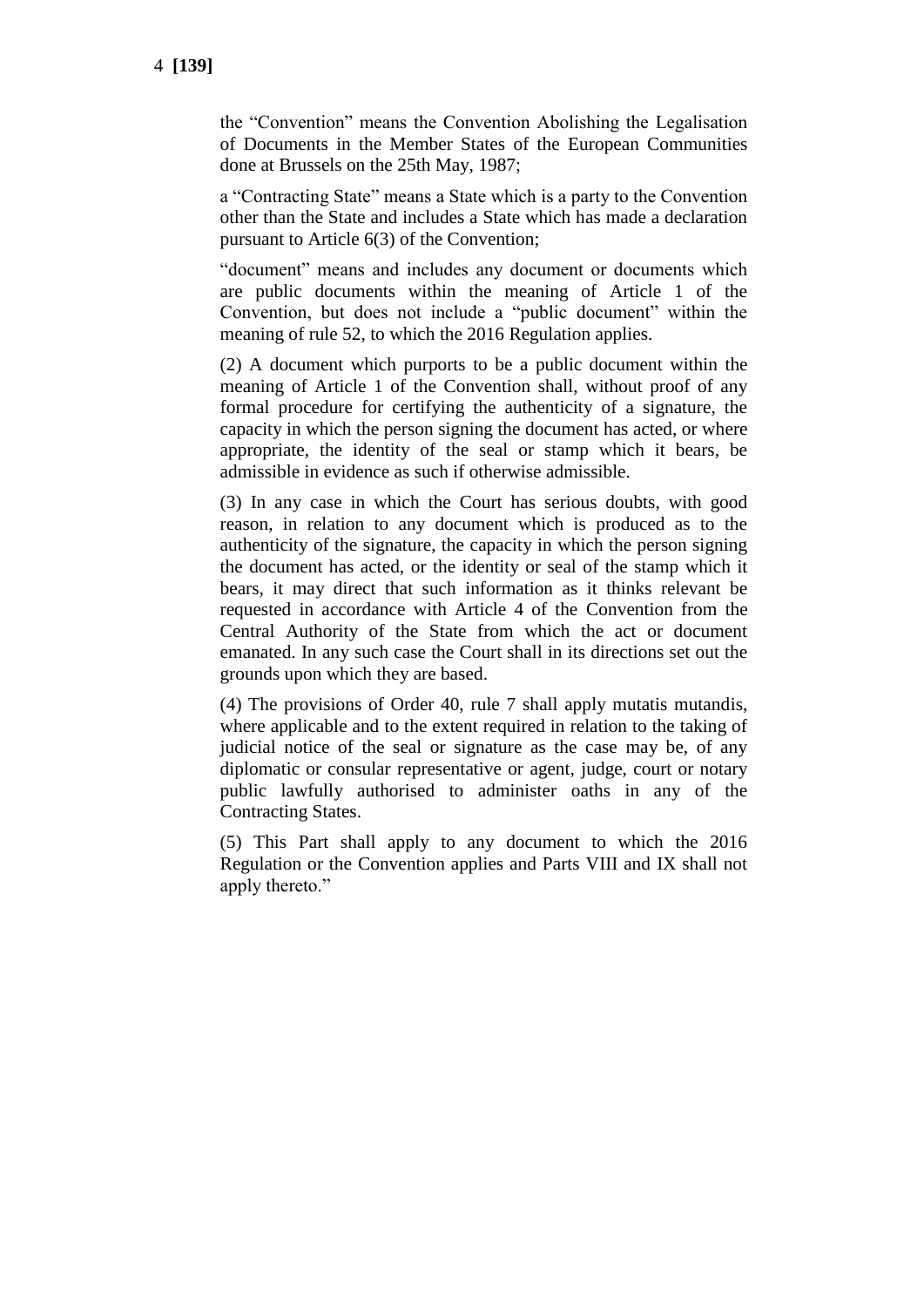the "Convention" means the Convention Abolishing the Legalisation of Documents in the Member States of the European Communities done at Brussels on the 25th May, 1987;

a "Contracting State" means a State which is a party to the Convention other than the State and includes a State which has made a declaration pursuant to Article 6(3) of the Convention;

"document" means and includes any document or documents which are public documents within the meaning of Article 1 of the Convention, but does not include a "public document" within the meaning of rule 52, to which the 2016 Regulation applies.

(2) A document which purports to be a public document within the meaning of Article 1 of the Convention shall, without proof of any formal procedure for certifying the authenticity of a signature, the capacity in which the person signing the document has acted, or where appropriate, the identity of the seal or stamp which it bears, be admissible in evidence as such if otherwise admissible.

(3) In any case in which the Court has serious doubts, with good reason, in relation to any document which is produced as to the authenticity of the signature, the capacity in which the person signing the document has acted, or the identity or seal of the stamp which it bears, it may direct that such information as it thinks relevant be requested in accordance with Article 4 of the Convention from the Central Authority of the State from which the act or document emanated. In any such case the Court shall in its directions set out the grounds upon which they are based.

(4) The provisions of Order 40, rule 7 shall apply mutatis mutandis, where applicable and to the extent required in relation to the taking of judicial notice of the seal or signature as the case may be, of any diplomatic or consular representative or agent, judge, court or notary public lawfully authorised to administer oaths in any of the Contracting States.

(5) This Part shall apply to any document to which the 2016 Regulation or the Convention applies and Parts VIII and IX shall not apply thereto."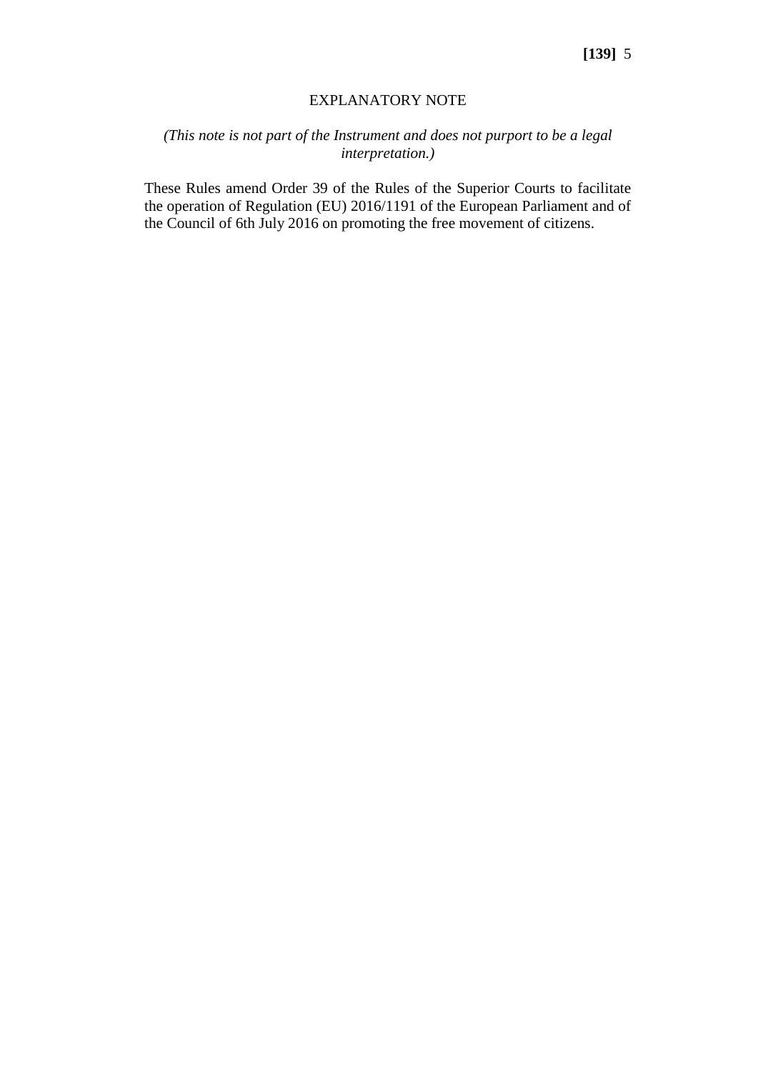## EXPLANATORY NOTE

*(This note is not part of the Instrument and does not purport to be a legal interpretation.)*

These Rules amend Order 39 of the Rules of the Superior Courts to facilitate the operation of Regulation (EU) 2016/1191 of the European Parliament and of the Council of 6th July 2016 on promoting the free movement of citizens.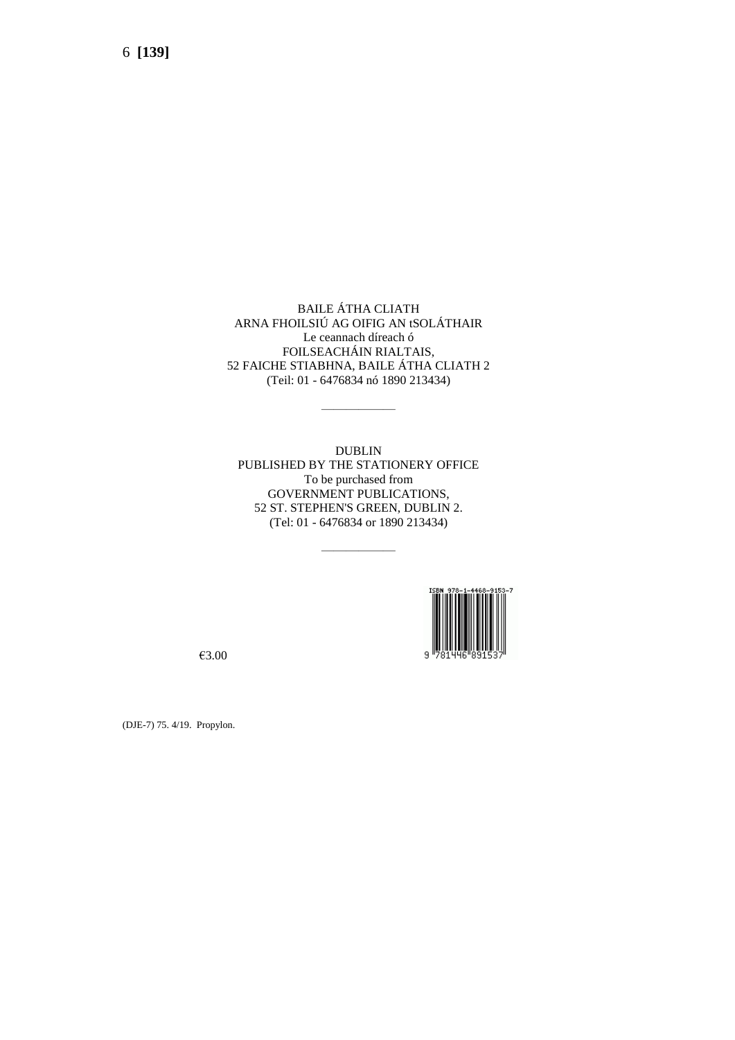**[139]**

BAILE ÁTHA CLIATH
ARNA FHOILSIÚ AG OIFIG AN tSOLÁTHAIR
Le ceannach díreach ó
FOILSEACHÁIN RIALTAIS,
52 FAICHE STIABHNA, BAILE ÁTHA CLIATH 2
(Teil: 01 - 6476834 nó 1890 213434)

---

DUBLIN
PUBLISHED BY THE STATIONERY OFFICE
To be purchased from
GOVERNMENT PUBLICATIONS,
52 ST. STEPHEN'S GREEN, DUBLIN 2.
(Tel: 01 - 6476834 or 1890 213434)

---

ISBN 978-1-4468-9153-7

9 781446 891537

€3.00

(DJE-7) 75. 4/19. Propylon.